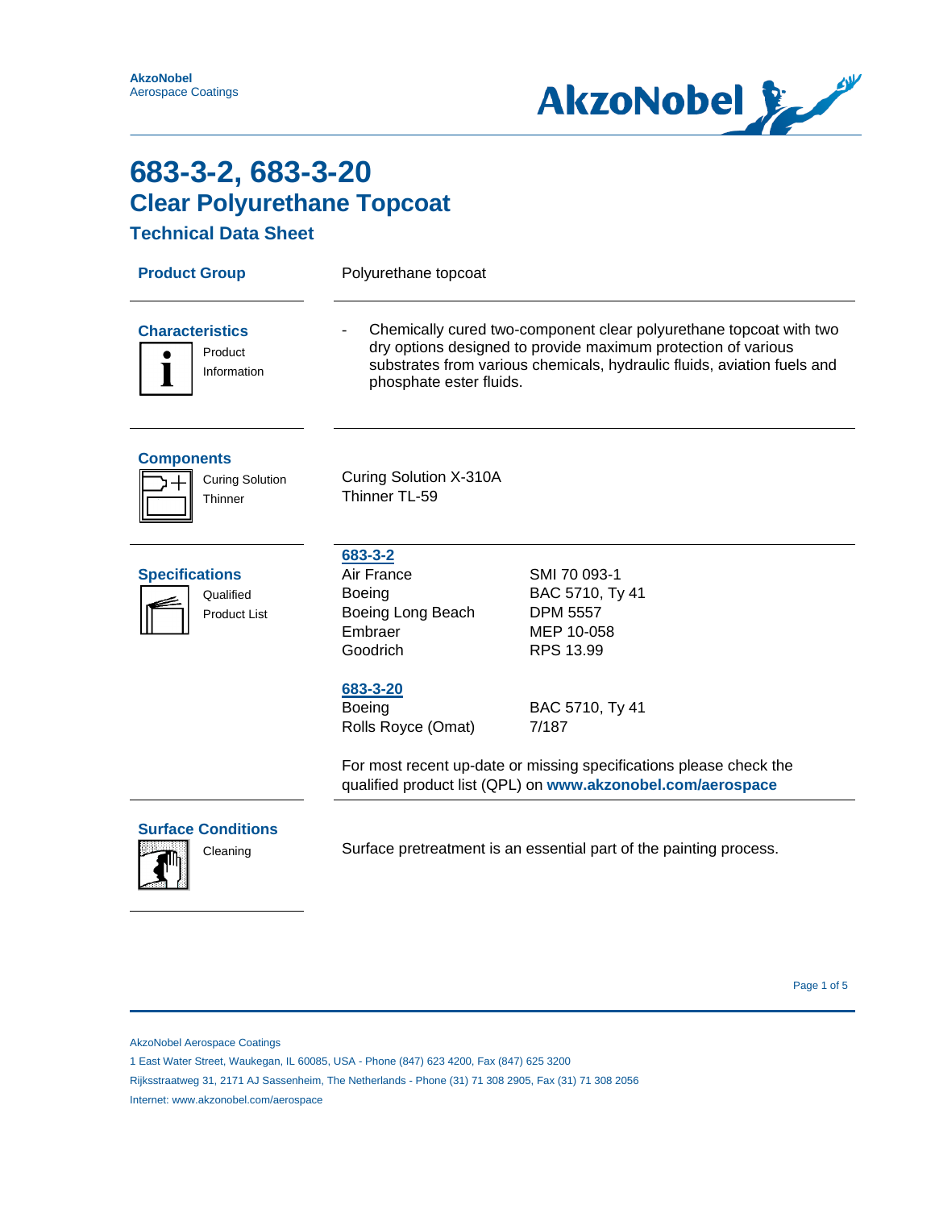AkzoNobel
Aerospace Coatings

# 683-3-2, 683-3-20
## Clear Polyurethane Topcoat
### Technical Data Sheet

**Product Group**

Polyurethane topcoat

**Characteristics**

Product Information

- Chemically cured two-component clear polyurethane topcoat with two dry options designed to provide maximum protection of various substrates from various chemicals, hydraulic fluids, aviation fuels and phosphate ester fluids.

**Components**

Curing Solution
Thinner

Curing Solution X-310A
Thinner TL-59

**Specifications**

Qualified Product List

**683-3-2**

| | |
|---|---|
| Air France | SMI 70 093-1 |
| Boeing | BAC 5710, Ty 41 |
| Boeing Long Beach | DPM 5557 |
| Embraer | MEP 10-058 |
| Goodrich | RPS 13.99 |

**683-3-20**

| | |
|---|---|
| Boeing | BAC 5710, Ty 41 |
| Rolls Royce (Omat) | 7/187 |

For most recent up-date or missing specifications please check the qualified product list (QPL) on **www.akzonobel.com/aerospace**

**Surface Conditions**

Cleaning

Surface pretreatment is an essential part of the painting process.

AkzoNobel Aerospace Coatings
1 East Water Street, Waukegan, IL 60085, USA - Phone (847) 623 4200, Fax (847) 625 3200
Rijksstraatweg 31, 2171 AJ Sassenheim, The Netherlands - Phone (31) 71 308 2905, Fax (31) 71 308 2056
Internet: www.akzonobel.com/aerospace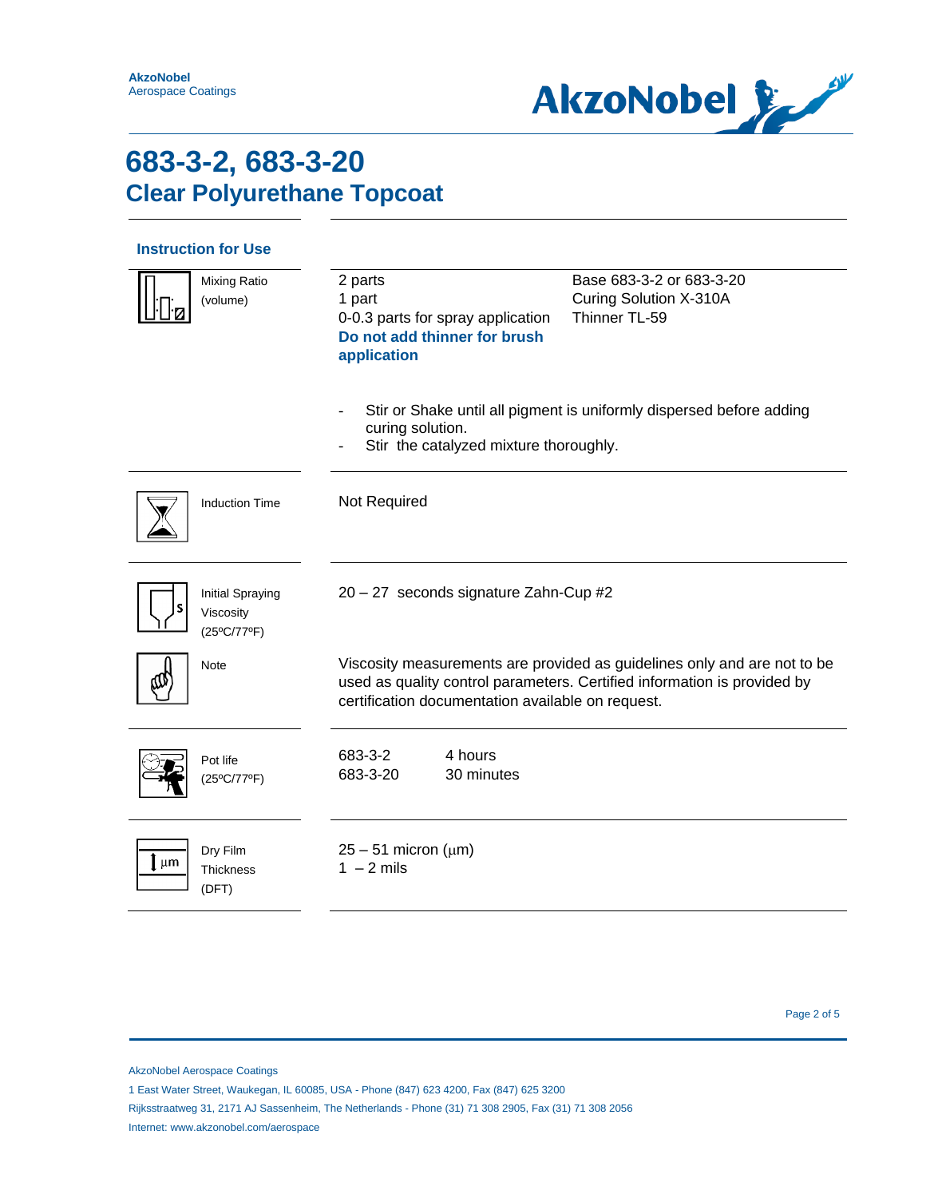# 683-3-2, 683-3-20
## Clear Polyurethane Topcoat

### Instruction for Use

| | | |
|---|---|---|
| Mixing Ratio (volume) | 2 parts<br>1 part<br>0-0.3 parts for spray application<br>**Do not add thinner for brush application** | Base 683-3-2 or 683-3-20<br>Curing Solution X-310A<br>Thinner TL-59 |

- Stir or Shake until all pigment is uniformly dispersed before adding curing solution.
- Stir the catalyzed mixture thoroughly.

| | |
|---|---|
| Induction Time | Not Required |
| Initial Spraying Viscosity (25ºC/77ºF) | 20 – 27 seconds signature Zahn-Cup #2 |
| Note | Viscosity measurements are provided as guidelines only and are not to be used as quality control parameters. Certified information is provided by certification documentation available on request. |
| Pot life (25ºC/77ºF) | 683-3-2 4 hours<br>683-3-20 30 minutes |
| Dry Film Thickness (DFT) | 25 – 51 micron (µm)<br>1 – 2 mils |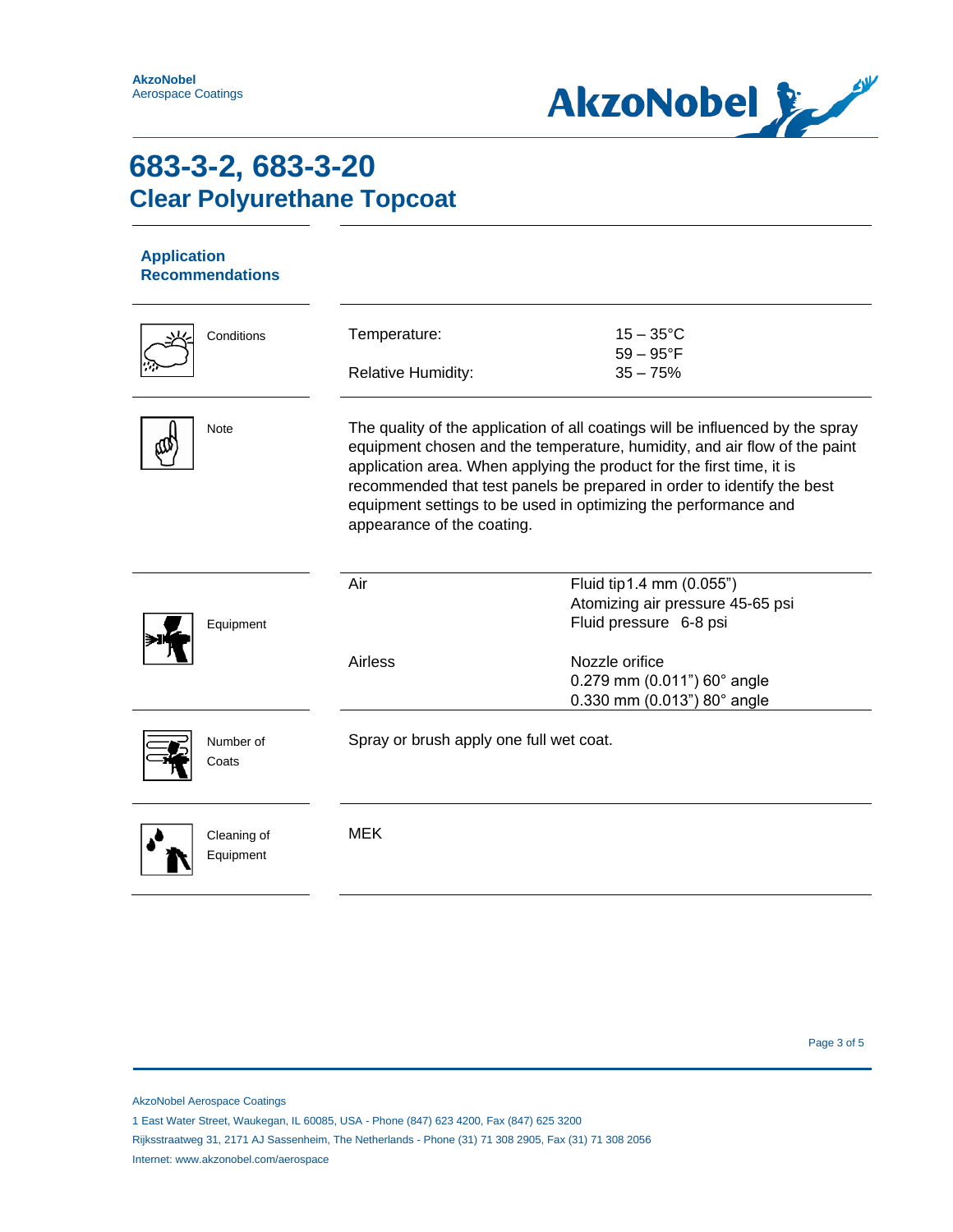# 683-3-2, 683-3-20
## Clear Polyurethane Topcoat

### Application Recommendations

| | | |
|---|---|---|
| Conditions | Temperature: | 15 – 35°C<br>59 – 95°F |
| | Relative Humidity: | 35 – 75% |
| Note | The quality of the application of all coatings will be influenced by the spray equipment chosen and the temperature, humidity, and air flow of the paint application area. When applying the product for the first time, it is recommended that test panels be prepared in order to identify the best equipment settings to be used in optimizing the performance and appearance of the coating. | |
| Equipment | Air | Fluid tip1.4 mm (0.055")<br>Atomizing air pressure 45-65 psi<br>Fluid pressure 6-8 psi |
| | Airless | Nozzle orifice<br>0.279 mm (0.011") 60° angle<br>0.330 mm (0.013") 80° angle |
| Number of Coats | Spray or brush apply one full wet coat. | |
| Cleaning of Equipment | MEK | |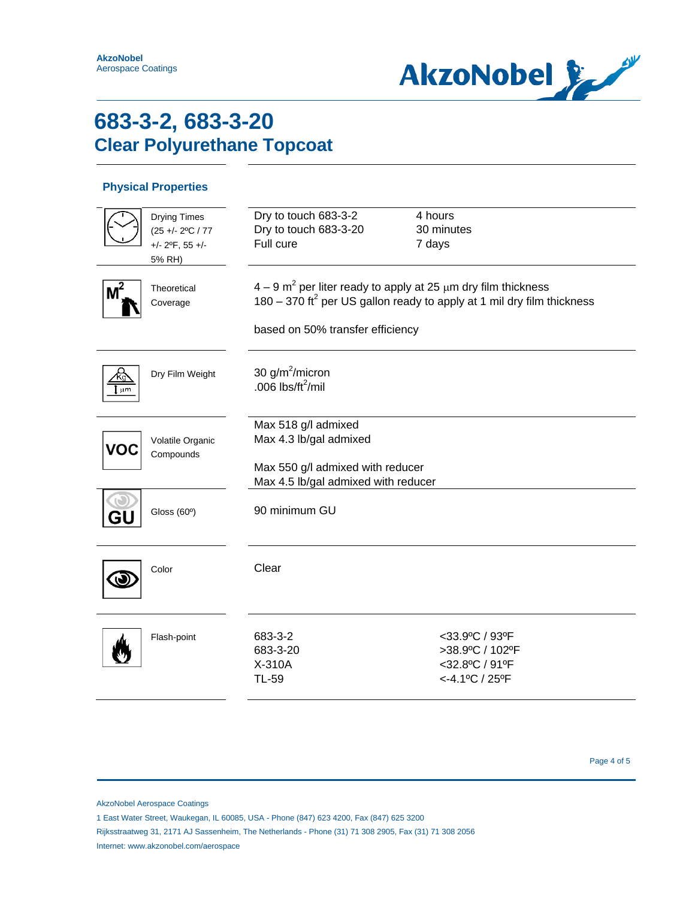# 683-3-2, 683-3-20
## Clear Polyurethane Topcoat

### Physical Properties

| Property | Value | |
|---|---|---|
| Drying Times (25 +/- 2ºC / 77 +/- 2ºF, 55 +/- 5% RH) | Dry to touch 683-3-2 | 4 hours |
| | Dry to touch 683-3-20 | 30 minutes |
| | Full cure | 7 days |
| Theoretical Coverage | 4 – 9 $m^2$ per liter ready to apply at 25 µm dry film thickness<br>180 – 370 $ft^2$ per US gallon ready to apply at 1 mil dry film thickness<br><br>based on 50% transfer efficiency | |
| Dry Film Weight | 30 $g/m^2$/micron<br>.006 $lbs/ft^2$/mil | |
| Volatile Organic Compounds | Max 518 g/l admixed<br>Max 4.3 lb/gal admixed<br><br>Max 550 g/l admixed with reducer<br>Max 4.5 lb/gal admixed with reducer | |
| Gloss (60º) | 90 minimum GU | |
| Color | Clear | |
| Flash-point | 683-3-2 | <33.9ºC / 93ºF |
| | 683-3-20 | >38.9ºC / 102ºF |
| | X-310A | <32.8ºC / 91ºF |
| | TL-59 | <-4.1ºC / 25ºF |

AkzoNobel Aerospace Coatings
1 East Water Street, Waukegan, IL 60085, USA - Phone (847) 623 4200, Fax (847) 625 3200
Rijksstraatweg 31, 2171 AJ Sassenheim, The Netherlands - Phone (31) 71 308 2905, Fax (31) 71 308 2056
Internet: www.akzonobel.com/aerospace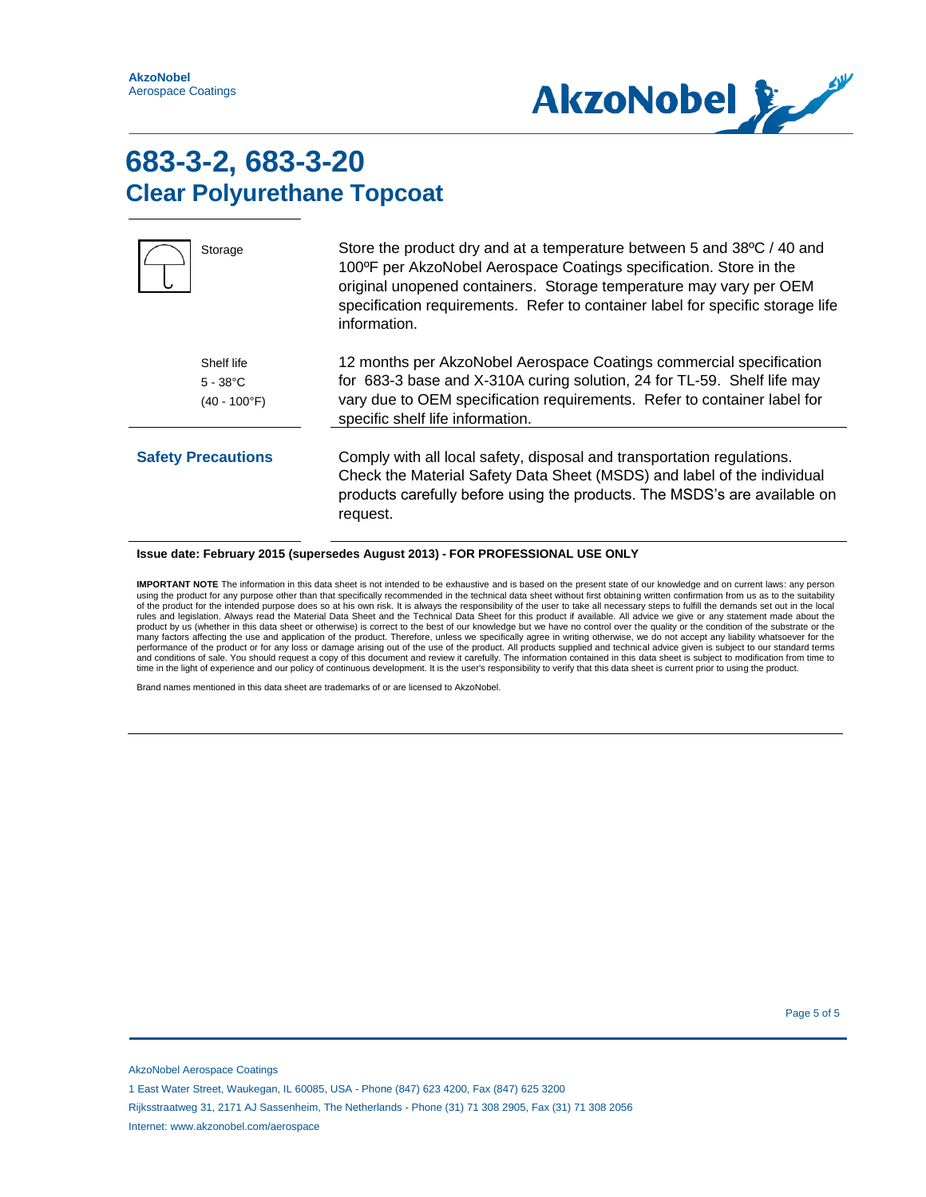**AkzoNobel**
Aerospace Coatings

# 683-3-2, 683-3-20
## Clear Polyurethane Topcoat

| | |
|---|---|
| Storage | Store the product dry and at a temperature between 5 and 38ºC / 40 and 100ºF per AkzoNobel Aerospace Coatings specification. Store in the original unopened containers. Storage temperature may vary per OEM specification requirements. Refer to container label for specific storage life information. |
| Shelf life<br>5 - 38°C<br>(40 - 100°F) | 12 months per AkzoNobel Aerospace Coatings commercial specification for 683-3 base and X-310A curing solution, 24 for TL-59. Shelf life may vary due to OEM specification requirements. Refer to container label for specific shelf life information. |

### Safety Precautions

Comply with all local safety, disposal and transportation regulations. Check the Material Safety Data Sheet (MSDS) and label of the individual products carefully before using the products. The MSDS's are available on request.

**Issue date: February 2015 (supersedes August 2013) - FOR PROFESSIONAL USE ONLY**

**IMPORTANT NOTE** The information in this data sheet is not intended to be exhaustive and is based on the present state of our knowledge and on current laws: any person using the product for any purpose other than that specifically recommended in the technical data sheet without first obtaining written confirmation from us as to the suitability of the product for the intended purpose does so at his own risk. It is always the responsibility of the user to take all necessary steps to fulfill the demands set out in the local rules and legislation. Always read the Material Data Sheet and the Technical Data Sheet for this product if available. All advice we give or any statement made about the product by us (whether in this data sheet or otherwise) is correct to the best of our knowledge but we have no control over the quality or the condition of the substrate or the many factors affecting the use and application of the product. Therefore, unless we specifically agree in writing otherwise, we do not accept any liability whatsoever for the performance of the product or for any loss or damage arising out of the use of the product. All products supplied and technical advice given is subject to our standard terms and conditions of sale. You should request a copy of this document and review it carefully. The information contained in this data sheet is subject to modification from time to time in the light of experience and our policy of continuous development. It is the user's responsibility to verify that this data sheet is current prior to using the product.

Brand names mentioned in this data sheet are trademarks of or are licensed to AkzoNobel.

AkzoNobel Aerospace Coatings
1 East Water Street, Waukegan, IL 60085, USA - Phone (847) 623 4200, Fax (847) 625 3200
Rijksstraatweg 31, 2171 AJ Sassenheim, The Netherlands - Phone (31) 71 308 2905, Fax (31) 71 308 2056
Internet: www.akzonobel.com/aerospace